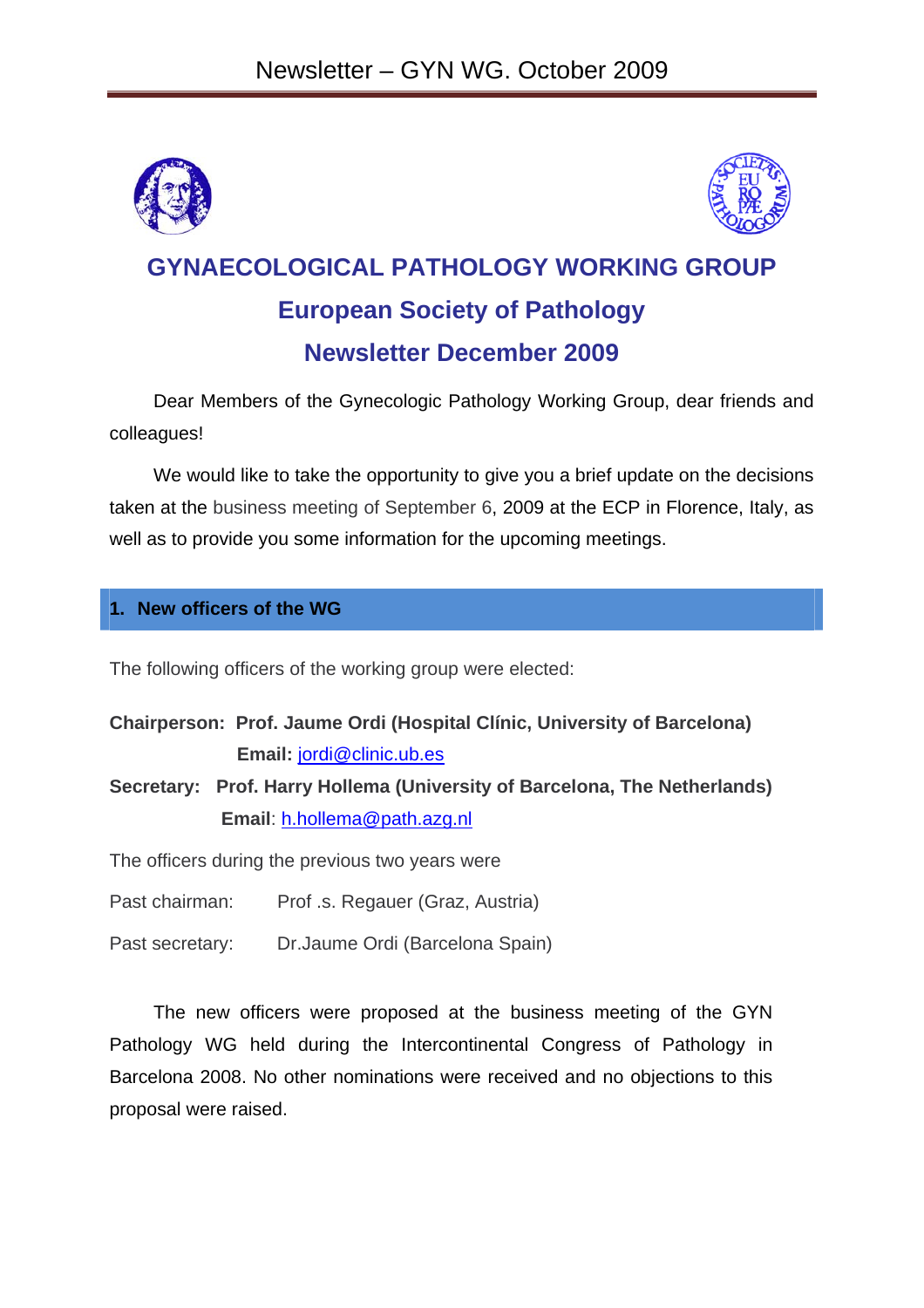# GYNAECOLOGICAL PATHOLOGY WORKING GROUP

## European Society of Pathology

## Newsletter December 2009

Dear Members of the Gynecologic Pathology Working Group, dear friends and colleagues!

We would like to take the opportunity to give you a brief update on the decisions taken at the business meeting of September 6, 2009 at the ECP in Florence, Italy, as well as to provide you some information for the upcoming meetings.

### 1. New officers of the WG

The following officers of the working group were elected:

**Chairperson: Prof. Jaume Ordi (Hospital Clínic, University of Barcelona)**
**Email:** jordi@clinic.ub.es

**Secretary: Prof. Harry Hollema (University of Barcelona, The Netherlands)**
**Email**: h.hollema@path.azg.nl

The officers during the previous two years were

Past chairman: Prof .s. Regauer (Graz, Austria)

Past secretary: Dr.Jaume Ordi (Barcelona Spain)

The new officers were proposed at the business meeting of the GYN Pathology WG held during the Intercontinental Congress of Pathology in Barcelona 2008. No other nominations were received and no objections to this proposal were raised.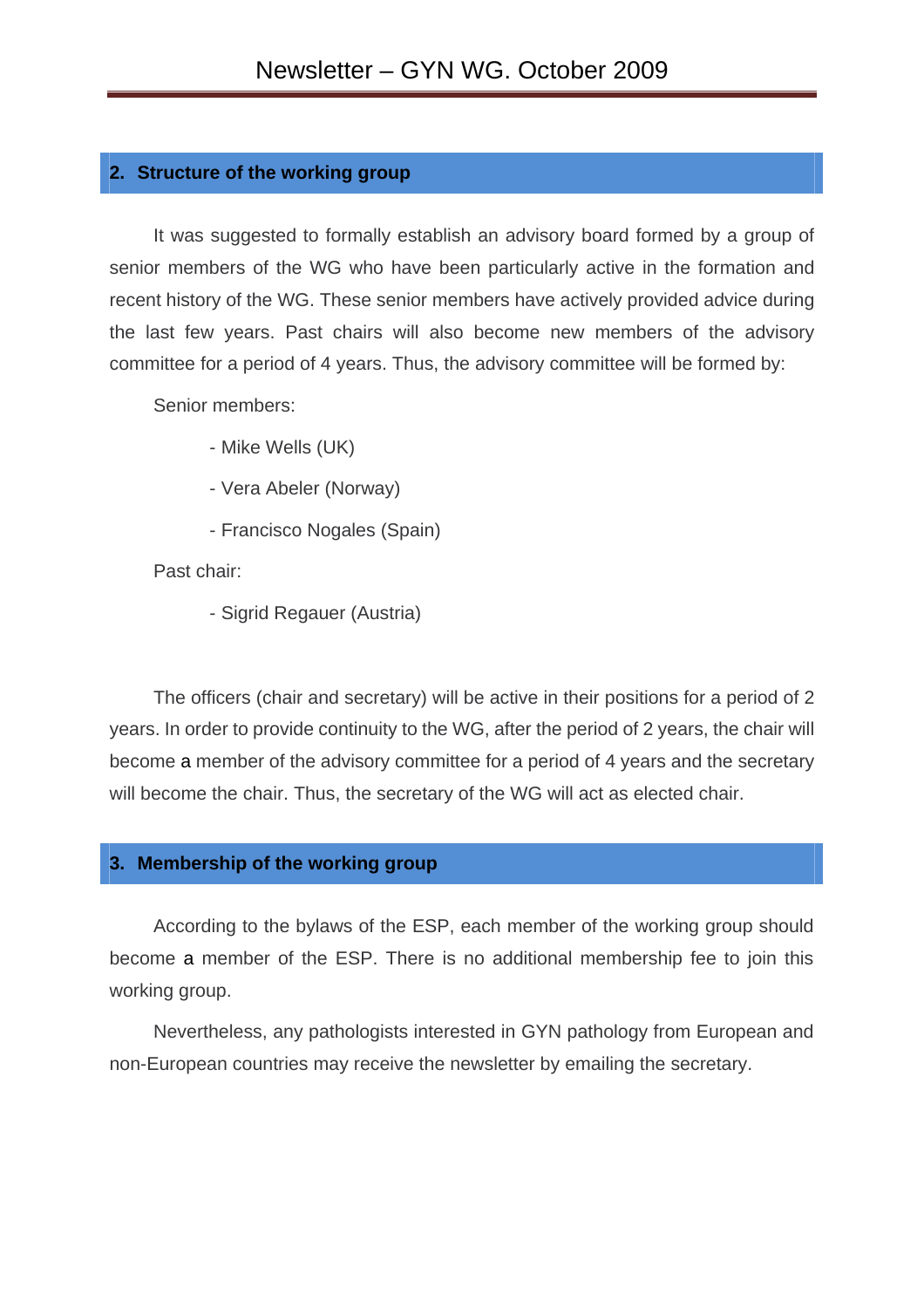## 2. Structure of the working group

It was suggested to formally establish an advisory board formed by a group of senior members of the WG who have been particularly active in the formation and recent history of the WG. These senior members have actively provided advice during the last few years. Past chairs will also become new members of the advisory committee for a period of 4 years. Thus, the advisory committee will be formed by:

Senior members:

- Mike Wells (UK)
- Vera Abeler (Norway)
- Francisco Nogales (Spain)

Past chair:

- Sigrid Regauer (Austria)

The officers (chair and secretary) will be active in their positions for a period of 2 years. In order to provide continuity to the WG, after the period of 2 years, the chair will become a member of the advisory committee for a period of 4 years and the secretary will become the chair. Thus, the secretary of the WG will act as elected chair.

## 3. Membership of the working group

According to the bylaws of the ESP, each member of the working group should become a member of the ESP. There is no additional membership fee to join this working group.

Nevertheless, any pathologists interested in GYN pathology from European and non-European countries may receive the newsletter by emailing the secretary.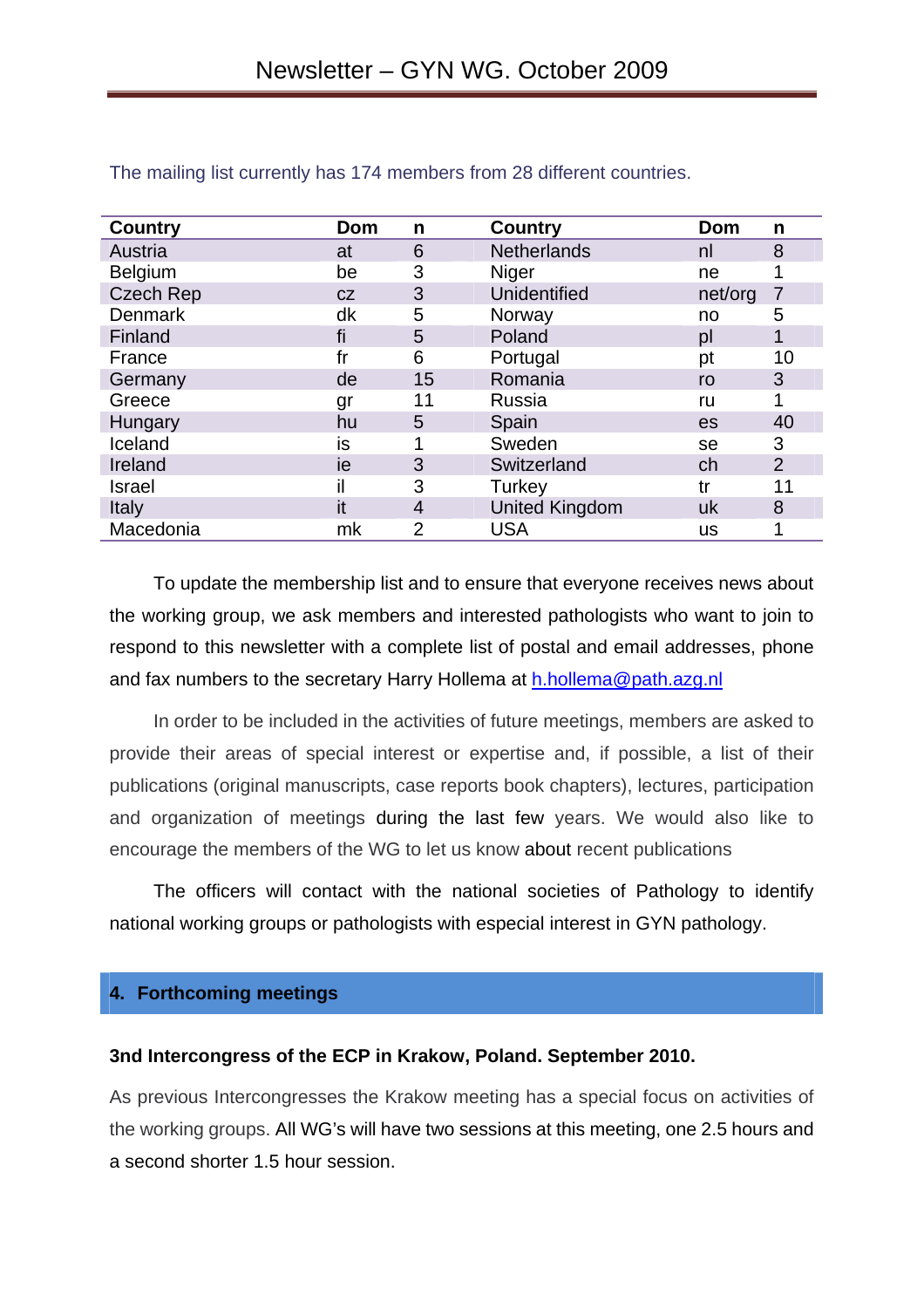The mailing list currently has 174 members from 28 different countries.

| Country | Dom | n | Country | Dom | n |
|---|---|---|---|---|---|
| Austria | at | 6 | Netherlands | nl | 8 |
| Belgium | be | 3 | Niger | ne | 1 |
| Czech Rep | cz | 3 | Unidentified | net/org | 7 |
| Denmark | dk | 5 | Norway | no | 5 |
| Finland | fi | 5 | Poland | pl | 1 |
| France | fr | 6 | Portugal | pt | 10 |
| Germany | de | 15 | Romania | ro | 3 |
| Greece | gr | 11 | Russia | ru | 1 |
| Hungary | hu | 5 | Spain | es | 40 |
| Iceland | is | 1 | Sweden | se | 3 |
| Ireland | ie | 3 | Switzerland | ch | 2 |
| Israel | il | 3 | Turkey | tr | 11 |
| Italy | it | 4 | United Kingdom | uk | 8 |
| Macedonia | mk | 2 | USA | us | 1 |

To update the membership list and to ensure that everyone receives news about the working group, we ask members and interested pathologists who want to join to respond to this newsletter with a complete list of postal and email addresses, phone and fax numbers to the secretary Harry Hollema at h.hollema@path.azg.nl

In order to be included in the activities of future meetings, members are asked to provide their areas of special interest or expertise and, if possible, a list of their publications (original manuscripts, case reports book chapters), lectures, participation and organization of meetings during the last few years. We would also like to encourage the members of the WG to let us know about recent publications

The officers will contact with the national societies of Pathology to identify national working groups or pathologists with especial interest in GYN pathology.

## 4. Forthcoming meetings

**3nd Intercongress of the ECP in Krakow, Poland. September 2010.**

As previous Intercongresses the Krakow meeting has a special focus on activities of the working groups. All WG's will have two sessions at this meeting, one 2.5 hours and a second shorter 1.5 hour session.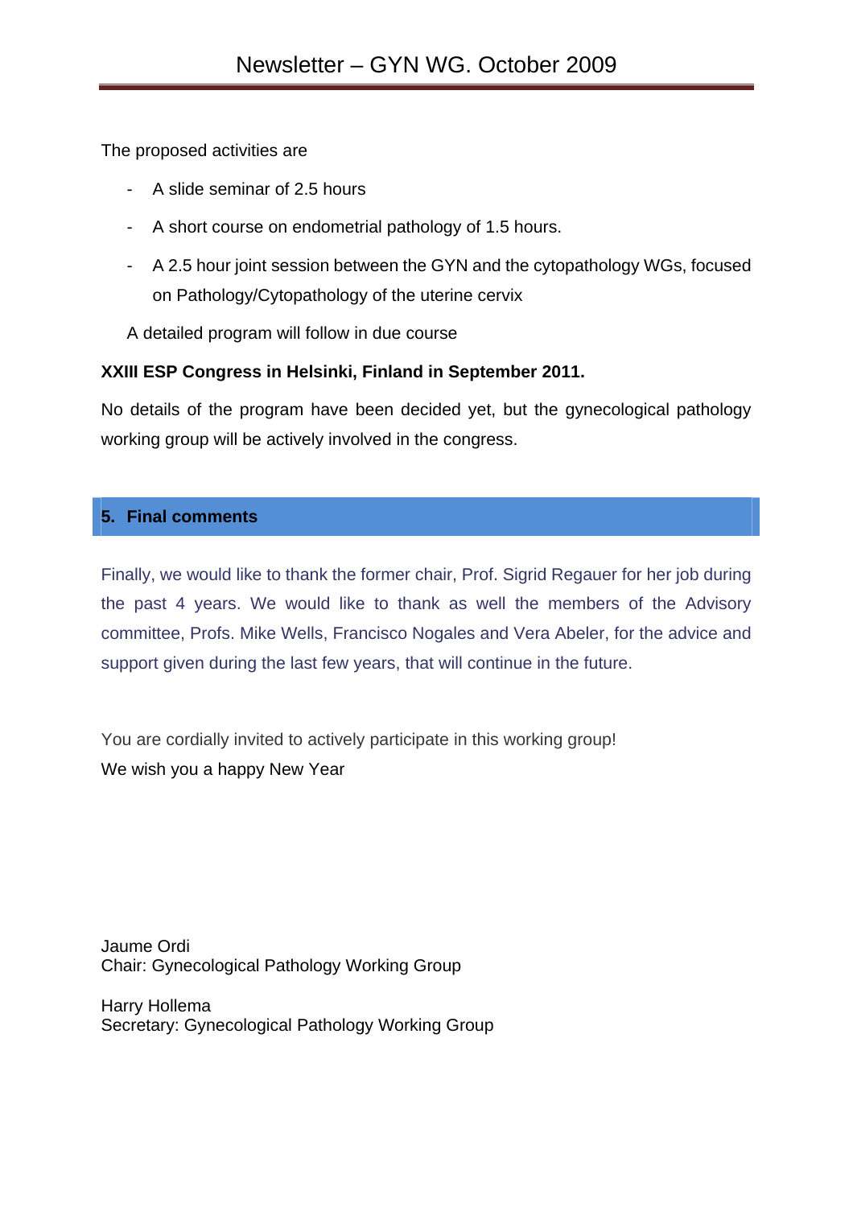The proposed activities are

- A slide seminar of 2.5 hours
- A short course on endometrial pathology of 1.5 hours.
- A 2.5 hour joint session between the GYN and the cytopathology WGs, focused on Pathology/Cytopathology of the uterine cervix

A detailed program will follow in due course

**XXIII ESP Congress in Helsinki, Finland in September 2011.**

No details of the program have been decided yet, but the gynecological pathology working group will be actively involved in the congress.

## 5. Final comments

Finally, we would like to thank the former chair, Prof. Sigrid Regauer for her job during the past 4 years. We would like to thank as well the members of the Advisory committee, Profs. Mike Wells, Francisco Nogales and Vera Abeler, for the advice and support given during the last few years, that will continue in the future.

You are cordially invited to actively participate in this working group!
We wish you a happy New Year

Jaume Ordi
Chair: Gynecological Pathology Working Group

Harry Hollema
Secretary: Gynecological Pathology Working Group